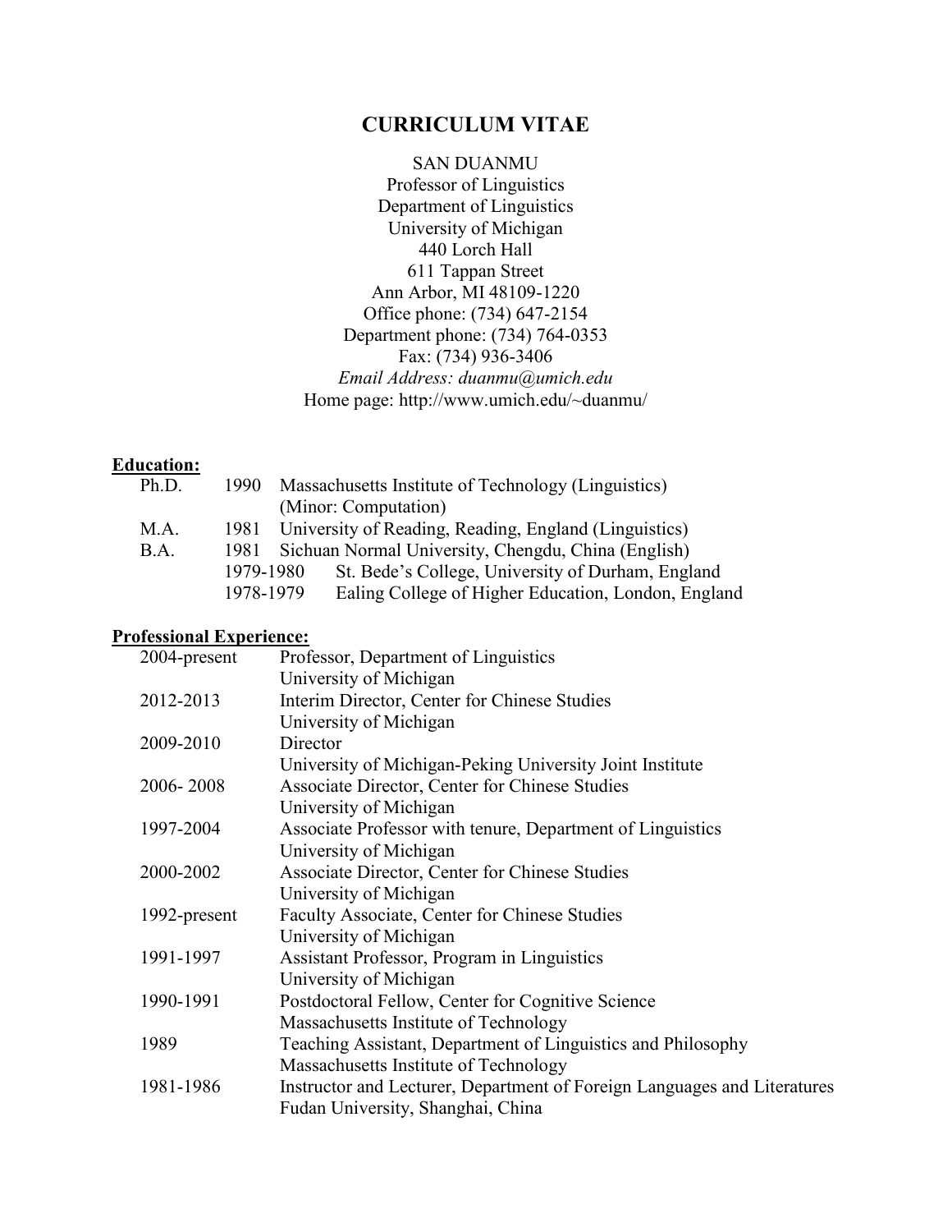# CURRICULUM VITAE

SAN DUANMU
Professor of Linguistics
Department of Linguistics
University of Michigan
440 Lorch Hall
611 Tappan Street
Ann Arbor, MI 48109-1220
Office phone: (734) 647-2154
Department phone: (734) 764-0353
Fax: (734) 936-3406
*Email Address: duanmu@umich.edu*
Home page: http://www.umich.edu/~duanmu/

## Education:

| | | |
|---|---|---|
| Ph.D. | 1990 | Massachusetts Institute of Technology (Linguistics) (Minor: Computation) |
| M.A. | 1981 | University of Reading, Reading, England (Linguistics) |
| B.A. | 1981 | Sichuan Normal University, Chengdu, China (English) |
| | 1979-1980 | St. Bede's College, University of Durham, England |
| | 1978-1979 | Ealing College of Higher Education, London, England |

## Professional Experience:

| | |
|---|---|
| 2004-present | Professor, Department of Linguistics<br>University of Michigan |
| 2012-2013 | Interim Director, Center for Chinese Studies<br>University of Michigan |
| 2009-2010 | Director<br>University of Michigan-Peking University Joint Institute |
| 2006- 2008 | Associate Director, Center for Chinese Studies<br>University of Michigan |
| 1997-2004 | Associate Professor with tenure, Department of Linguistics<br>University of Michigan |
| 2000-2002 | Associate Director, Center for Chinese Studies<br>University of Michigan |
| 1992-present | Faculty Associate, Center for Chinese Studies<br>University of Michigan |
| 1991-1997 | Assistant Professor, Program in Linguistics<br>University of Michigan |
| 1990-1991 | Postdoctoral Fellow, Center for Cognitive Science<br>Massachusetts Institute of Technology |
| 1989 | Teaching Assistant, Department of Linguistics and Philosophy<br>Massachusetts Institute of Technology |
| 1981-1986 | Instructor and Lecturer, Department of Foreign Languages and Literatures<br>Fudan University, Shanghai, China |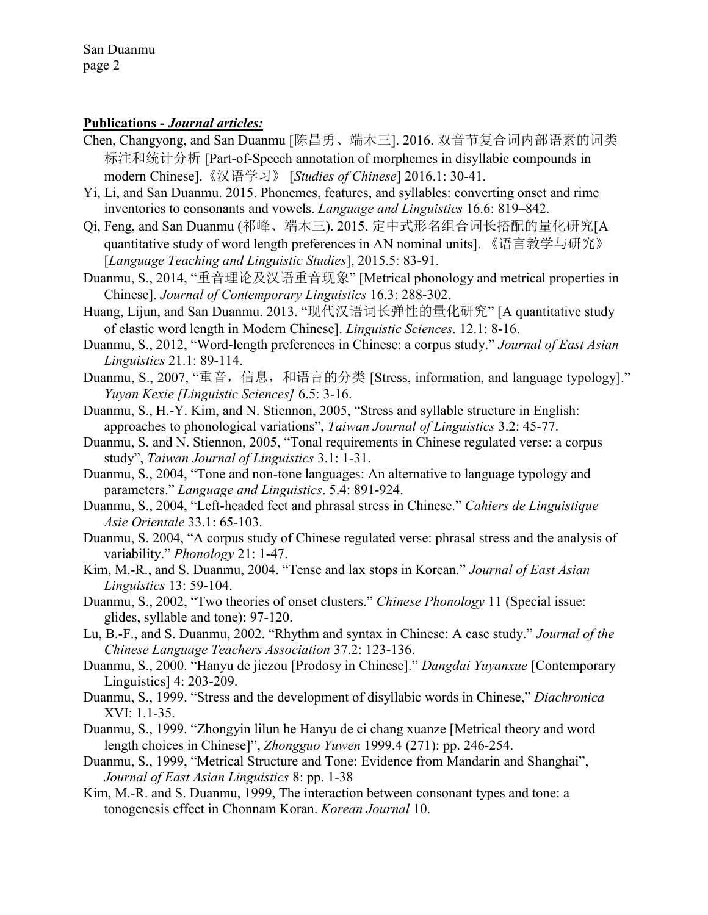**Publications - *Journal articles:***

Chen, Changyong, and San Duanmu [陈昌勇、端木三]. 2016. 双音节复合词内部语素的词类标注和统计分析 [Part-of-Speech annotation of morphemes in disyllabic compounds in modern Chinese].《汉语学习》 [*Studies of Chinese*] 2016.1: 30-41.

Yi, Li, and San Duanmu. 2015. Phonemes, features, and syllables: converting onset and rime inventories to consonants and vowels. *Language and Linguistics* 16.6: 819–842.

Qi, Feng, and San Duanmu (祁峰、端木三). 2015. 定中式形名组合词长搭配的量化研究[A quantitative study of word length preferences in AN nominal units]. 《语言教学与研究》 [*Language Teaching and Linguistic Studies*], 2015.5: 83-91.

Duanmu, S., 2014, "重音理论及汉语重音现象" [Metrical phonology and metrical properties in Chinese]. *Journal of Contemporary Linguistics* 16.3: 288-302.

Huang, Lijun, and San Duanmu. 2013. "现代汉语词长弹性的量化研究" [A quantitative study of elastic word length in Modern Chinese]. *Linguistic Sciences*. 12.1: 8-16.

Duanmu, S., 2012, "Word-length preferences in Chinese: a corpus study." *Journal of East Asian Linguistics* 21.1: 89-114.

Duanmu, S., 2007, "重音，信息，和语言的分类 [Stress, information, and language typology]." *Yuyan Kexie [Linguistic Sciences]* 6.5: 3-16.

Duanmu, S., H.-Y. Kim, and N. Stiennon, 2005, "Stress and syllable structure in English: approaches to phonological variations", *Taiwan Journal of Linguistics* 3.2: 45-77.

Duanmu, S. and N. Stiennon, 2005, "Tonal requirements in Chinese regulated verse: a corpus study", *Taiwan Journal of Linguistics* 3.1: 1-31.

Duanmu, S., 2004, "Tone and non-tone languages: An alternative to language typology and parameters." *Language and Linguistics*. 5.4: 891-924.

Duanmu, S., 2004, "Left-headed feet and phrasal stress in Chinese." *Cahiers de Linguistique Asie Orientale* 33.1: 65-103.

Duanmu, S. 2004, "A corpus study of Chinese regulated verse: phrasal stress and the analysis of variability." *Phonology* 21: 1-47.

Kim, M.-R., and S. Duanmu, 2004. "Tense and lax stops in Korean." *Journal of East Asian Linguistics* 13: 59-104.

Duanmu, S., 2002, "Two theories of onset clusters." *Chinese Phonology* 11 (Special issue: glides, syllable and tone): 97-120.

Lu, B.-F., and S. Duanmu, 2002. "Rhythm and syntax in Chinese: A case study." *Journal of the Chinese Language Teachers Association* 37.2: 123-136.

Duanmu, S., 2000. "Hanyu de jiezou [Prodosy in Chinese]." *Dangdai Yuyanxue* [Contemporary Linguistics] 4: 203-209.

Duanmu, S., 1999. "Stress and the development of disyllabic words in Chinese," *Diachronica* XVI: 1.1-35.

Duanmu, S., 1999. "Zhongyin lilun he Hanyu de ci chang xuanze [Metrical theory and word length choices in Chinese]", *Zhongguo Yuwen* 1999.4 (271): pp. 246-254.

Duanmu, S., 1999, "Metrical Structure and Tone: Evidence from Mandarin and Shanghai", *Journal of East Asian Linguistics* 8: pp. 1-38

Kim, M.-R. and S. Duanmu, 1999, The interaction between consonant types and tone: a tonogenesis effect in Chonnam Koran. *Korean Journal* 10.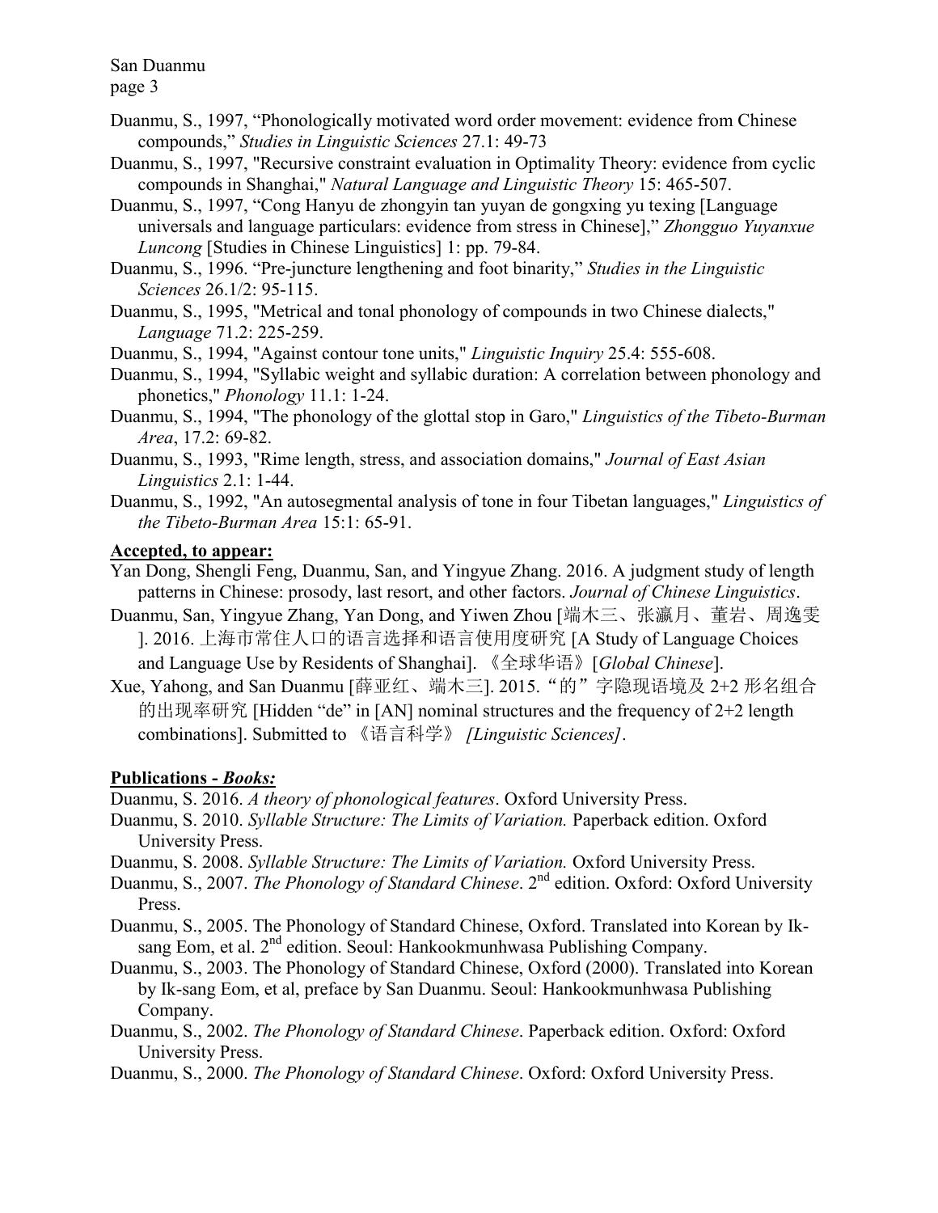Duanmu, S., 1997, "Phonologically motivated word order movement: evidence from Chinese compounds," *Studies in Linguistic Sciences* 27.1: 49-73

Duanmu, S., 1997, "Recursive constraint evaluation in Optimality Theory: evidence from cyclic compounds in Shanghai," *Natural Language and Linguistic Theory* 15: 465-507.

Duanmu, S., 1997, "Cong Hanyu de zhongyin tan yuyan de gongxing yu texing [Language universals and language particulars: evidence from stress in Chinese]," *Zhongguo Yuyanxue Luncong* [Studies in Chinese Linguistics] 1: pp. 79-84.

Duanmu, S., 1996. "Pre-juncture lengthening and foot binarity," *Studies in the Linguistic Sciences* 26.1/2: 95-115.

Duanmu, S., 1995, "Metrical and tonal phonology of compounds in two Chinese dialects," *Language* 71.2: 225-259.

Duanmu, S., 1994, "Against contour tone units," *Linguistic Inquiry* 25.4: 555-608.

Duanmu, S., 1994, "Syllabic weight and syllabic duration: A correlation between phonology and phonetics," *Phonology* 11.1: 1-24.

Duanmu, S., 1994, "The phonology of the glottal stop in Garo," *Linguistics of the Tibeto-Burman Area*, 17.2: 69-82.

Duanmu, S., 1993, "Rime length, stress, and association domains," *Journal of East Asian Linguistics* 2.1: 1-44.

Duanmu, S., 1992, "An autosegmental analysis of tone in four Tibetan languages," *Linguistics of the Tibeto-Burman Area* 15:1: 65-91.

**Accepted, to appear:**

Yan Dong, Shengli Feng, Duanmu, San, and Yingyue Zhang. 2016. A judgment study of length patterns in Chinese: prosody, last resort, and other factors. *Journal of Chinese Linguistics*.

Duanmu, San, Yingyue Zhang, Yan Dong, and Yiwen Zhou [端木三、张瀛月、董岩、周逸雯]. 2016. 上海市常住人口的语言选择和语言使用度研究 [A Study of Language Choices and Language Use by Residents of Shanghai]. 《全球华语》[*Global Chinese*].

Xue, Yahong, and San Duanmu [薛亚红、端木三]. 2015. "的"字隐现语境及 2+2 形名组合的出现率研究 [Hidden "de" in [AN] nominal structures and the frequency of 2+2 length combinations]. Submitted to 《语言科学》 *[Linguistic Sciences]*.

**Publications - *Books:***

Duanmu, S. 2016. *A theory of phonological features*. Oxford University Press.

Duanmu, S. 2010. *Syllable Structure: The Limits of Variation.* Paperback edition. Oxford University Press.

Duanmu, S. 2008. *Syllable Structure: The Limits of Variation.* Oxford University Press.

Duanmu, S., 2007. *The Phonology of Standard Chinese*. 2nd edition. Oxford: Oxford University Press.

Duanmu, S., 2005. The Phonology of Standard Chinese, Oxford. Translated into Korean by Ik-sang Eom, et al. 2nd edition. Seoul: Hankookmunhwasa Publishing Company.

Duanmu, S., 2003. The Phonology of Standard Chinese, Oxford (2000). Translated into Korean by Ik-sang Eom, et al, preface by San Duanmu. Seoul: Hankookmunhwasa Publishing Company.

Duanmu, S., 2002. *The Phonology of Standard Chinese*. Paperback edition. Oxford: Oxford University Press.

Duanmu, S., 2000. *The Phonology of Standard Chinese*. Oxford: Oxford University Press.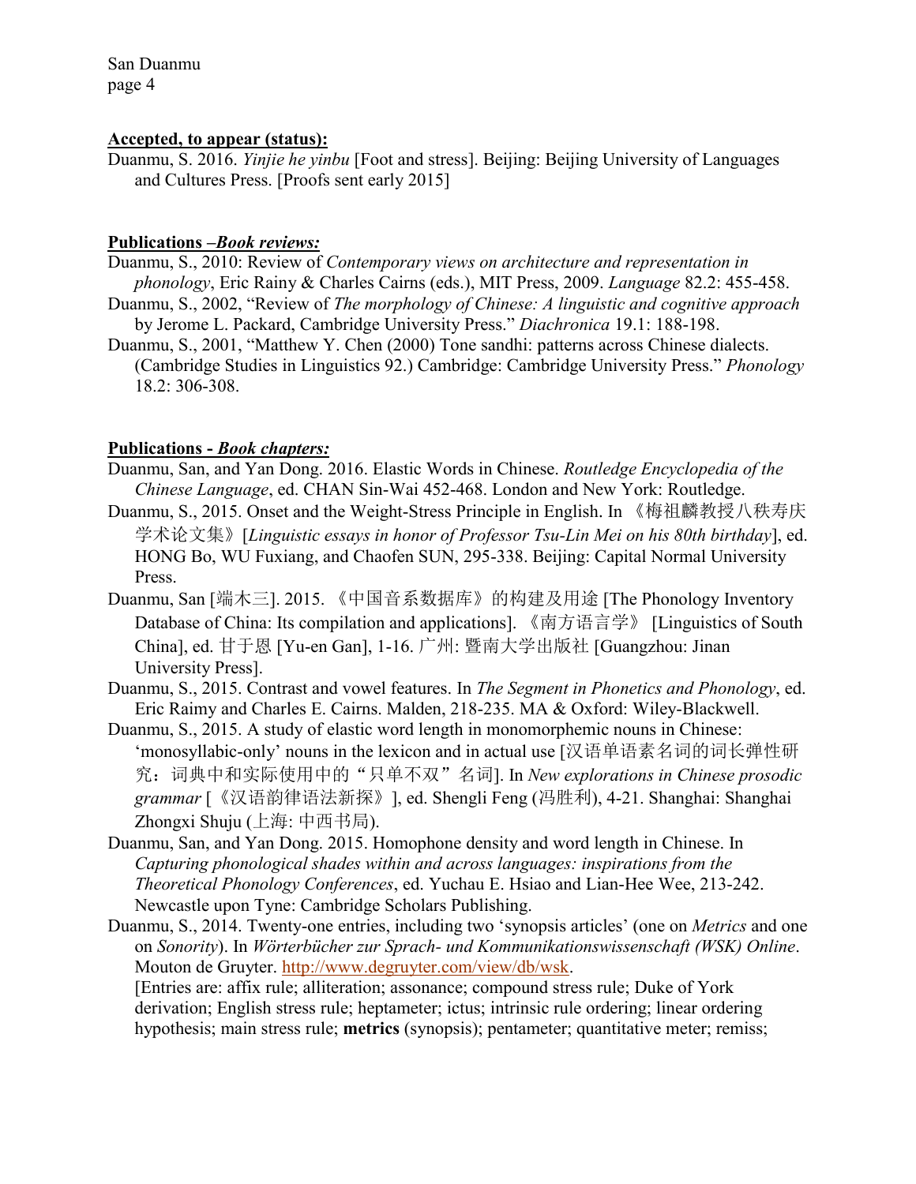**Accepted, to appear (status):**

Duanmu, S. 2016. *Yinjie he yinbu* [Foot and stress]. Beijing: Beijing University of Languages and Cultures Press. [Proofs sent early 2015]

**Publications –*Book reviews:***

Duanmu, S., 2010: Review of *Contemporary views on architecture and representation in phonology*, Eric Rainy & Charles Cairns (eds.), MIT Press, 2009. *Language* 82.2: 455-458.

Duanmu, S., 2002, "Review of *The morphology of Chinese: A linguistic and cognitive approach* by Jerome L. Packard, Cambridge University Press." *Diachronica* 19.1: 188-198.

Duanmu, S., 2001, "Matthew Y. Chen (2000) Tone sandhi: patterns across Chinese dialects. (Cambridge Studies in Linguistics 92.) Cambridge: Cambridge University Press." *Phonology* 18.2: 306-308.

**Publications - *Book chapters:***

Duanmu, San, and Yan Dong. 2016. Elastic Words in Chinese. *Routledge Encyclopedia of the Chinese Language*, ed. CHAN Sin-Wai 452-468. London and New York: Routledge.

Duanmu, S., 2015. Onset and the Weight-Stress Principle in English. In 《梅祖麟教授八秩寿庆学术论文集》[*Linguistic essays in honor of Professor Tsu-Lin Mei on his 80th birthday*], ed. HONG Bo, WU Fuxiang, and Chaofen SUN, 295-338. Beijing: Capital Normal University Press.

Duanmu, San [端木三]. 2015. 《中国音系数据库》的构建及用途 [The Phonology Inventory Database of China: Its compilation and applications]. 《南方语言学》 [Linguistics of South China], ed. 甘于恩 [Yu-en Gan], 1-16. 广州: 暨南大学出版社 [Guangzhou: Jinan University Press].

Duanmu, S., 2015. Contrast and vowel features. In *The Segment in Phonetics and Phonology*, ed. Eric Raimy and Charles E. Cairns. Malden, 218-235. MA & Oxford: Wiley-Blackwell.

Duanmu, S., 2015. A study of elastic word length in monomorphemic nouns in Chinese: 'monosyllabic-only' nouns in the lexicon and in actual use [汉语单语素名词的词长弹性研究：词典中和实际使用中的"只单不双"名词]. In *New explorations in Chinese prosodic grammar* [《汉语韵律语法新探》], ed. Shengli Feng (冯胜利), 4-21. Shanghai: Shanghai Zhongxi Shuju (上海: 中西书局).

Duanmu, San, and Yan Dong. 2015. Homophone density and word length in Chinese. In *Capturing phonological shades within and across languages: inspirations from the Theoretical Phonology Conferences*, ed. Yuchau E. Hsiao and Lian-Hee Wee, 213-242. Newcastle upon Tyne: Cambridge Scholars Publishing.

Duanmu, S., 2014. Twenty-one entries, including two 'synopsis articles' (one on *Metrics* and one on *Sonority*). In *Wörterbücher zur Sprach- und Kommunikationswissenschaft (WSK) Online*. Mouton de Gruyter. http://www.degruyter.com/view/db/wsk.
[Entries are: affix rule; alliteration; assonance; compound stress rule; Duke of York derivation; English stress rule; heptameter; ictus; intrinsic rule ordering; linear ordering hypothesis; main stress rule; **metrics** (synopsis); pentameter; quantitative meter; remiss;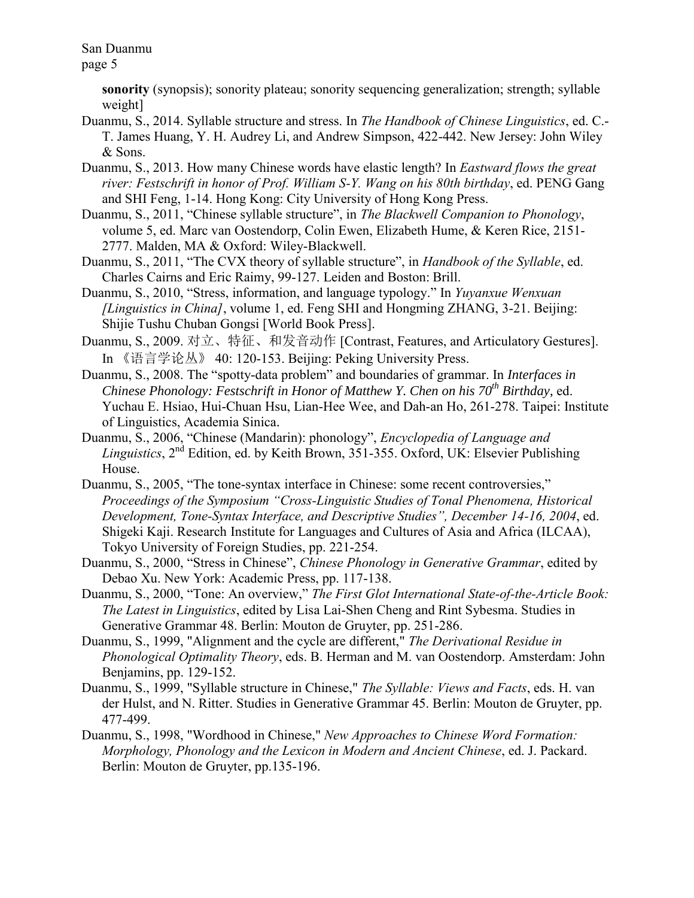**sonority** (synopsis); sonority plateau; sonority sequencing generalization; strength; syllable weight]

Duanmu, S., 2014. Syllable structure and stress. In *The Handbook of Chinese Linguistics*, ed. C.-T. James Huang, Y. H. Audrey Li, and Andrew Simpson, 422-442. New Jersey: John Wiley & Sons.

Duanmu, S., 2013. How many Chinese words have elastic length? In *Eastward flows the great river: Festschrift in honor of Prof. William S-Y. Wang on his 80th birthday*, ed. PENG Gang and SHI Feng, 1-14. Hong Kong: City University of Hong Kong Press.

Duanmu, S., 2011, "Chinese syllable structure", in *The Blackwell Companion to Phonology*, volume 5, ed. Marc van Oostendorp, Colin Ewen, Elizabeth Hume, & Keren Rice, 2151-2777. Malden, MA & Oxford: Wiley-Blackwell.

Duanmu, S., 2011, "The CVX theory of syllable structure", in *Handbook of the Syllable*, ed. Charles Cairns and Eric Raimy, 99-127. Leiden and Boston: Brill.

Duanmu, S., 2010, "Stress, information, and language typology." In *Yuyanxue Wenxuan [Linguistics in China]*, volume 1, ed. Feng SHI and Hongming ZHANG, 3-21. Beijing: Shijie Tushu Chuban Gongsi [World Book Press].

Duanmu, S., 2009. 对立、特征、和发音动作 [Contrast, Features, and Articulatory Gestures]. In 《语言学论丛》 40: 120-153. Beijing: Peking University Press.

Duanmu, S., 2008. The "spotty-data problem" and boundaries of grammar. In *Interfaces in Chinese Phonology: Festschrift in Honor of Matthew Y. Chen on his 70th Birthday*, ed. Yuchau E. Hsiao, Hui-Chuan Hsu, Lian-Hee Wee, and Dah-an Ho, 261-278. Taipei: Institute of Linguistics, Academia Sinica.

Duanmu, S., 2006, "Chinese (Mandarin): phonology", *Encyclopedia of Language and Linguistics*, 2nd Edition, ed. by Keith Brown, 351-355. Oxford, UK: Elsevier Publishing House.

Duanmu, S., 2005, "The tone-syntax interface in Chinese: some recent controversies," *Proceedings of the Symposium "Cross-Linguistic Studies of Tonal Phenomena, Historical Development, Tone-Syntax Interface, and Descriptive Studies", December 14-16, 2004*, ed. Shigeki Kaji. Research Institute for Languages and Cultures of Asia and Africa (ILCAA), Tokyo University of Foreign Studies, pp. 221-254.

Duanmu, S., 2000, "Stress in Chinese", *Chinese Phonology in Generative Grammar*, edited by Debao Xu. New York: Academic Press, pp. 117-138.

Duanmu, S., 2000, "Tone: An overview," *The First Glot International State-of-the-Article Book: The Latest in Linguistics*, edited by Lisa Lai-Shen Cheng and Rint Sybesma. Studies in Generative Grammar 48. Berlin: Mouton de Gruyter, pp. 251-286.

Duanmu, S., 1999, "Alignment and the cycle are different," *The Derivational Residue in Phonological Optimality Theory*, eds. B. Herman and M. van Oostendorp. Amsterdam: John Benjamins, pp. 129-152.

Duanmu, S., 1999, "Syllable structure in Chinese," *The Syllable: Views and Facts*, eds. H. van der Hulst, and N. Ritter. Studies in Generative Grammar 45. Berlin: Mouton de Gruyter, pp. 477-499.

Duanmu, S., 1998, "Wordhood in Chinese," *New Approaches to Chinese Word Formation: Morphology, Phonology and the Lexicon in Modern and Ancient Chinese*, ed. J. Packard. Berlin: Mouton de Gruyter, pp.135-196.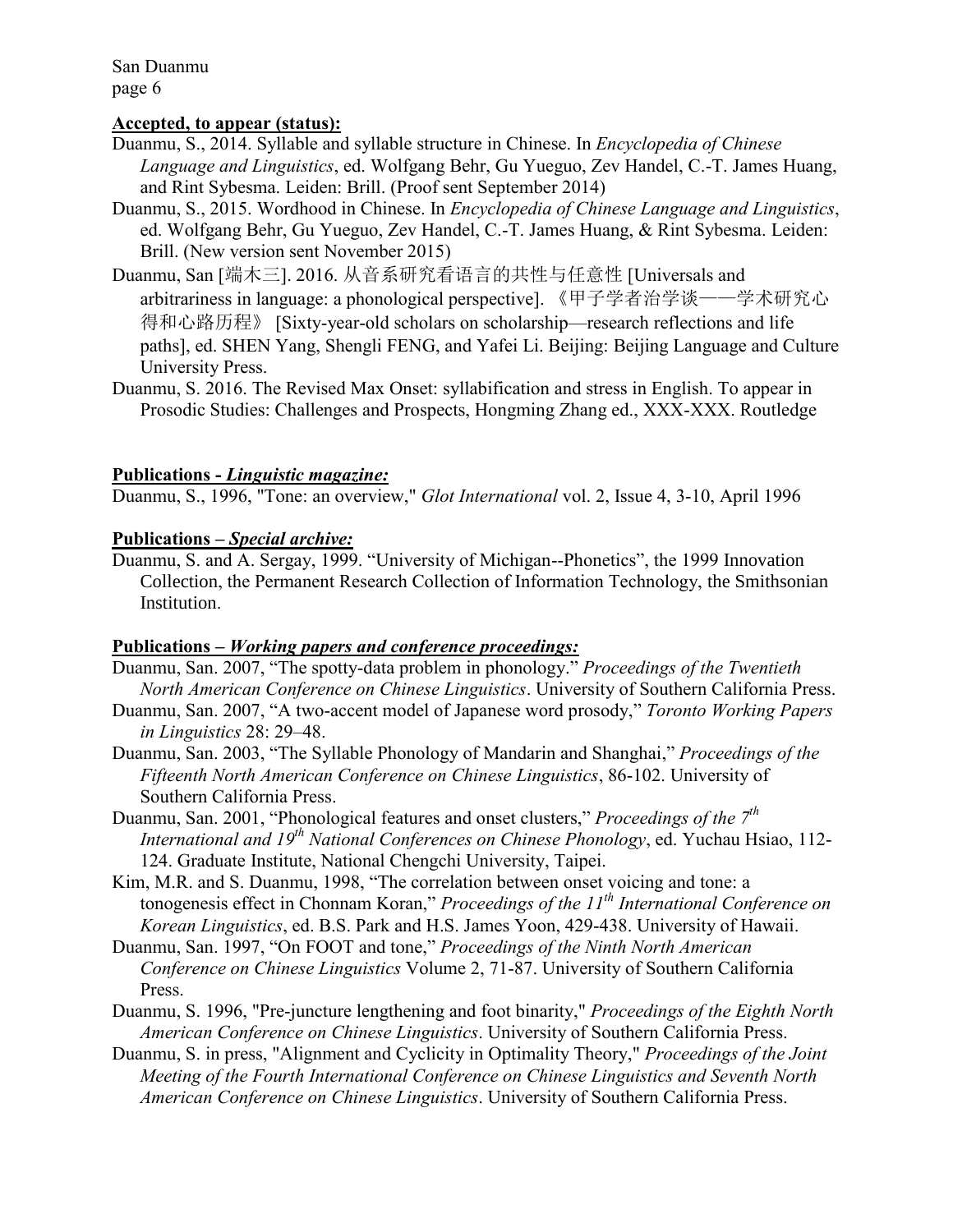**Accepted, to appear (status):**

Duanmu, S., 2014. Syllable and syllable structure in Chinese. In *Encyclopedia of Chinese Language and Linguistics*, ed. Wolfgang Behr, Gu Yueguo, Zev Handel, C.-T. James Huang, and Rint Sybesma. Leiden: Brill. (Proof sent September 2014)

Duanmu, S., 2015. Wordhood in Chinese. In *Encyclopedia of Chinese Language and Linguistics*, ed. Wolfgang Behr, Gu Yueguo, Zev Handel, C.-T. James Huang, & Rint Sybesma. Leiden: Brill. (New version sent November 2015)

Duanmu, San [端木三]. 2016. 从音系研究看语言的共性与任意性 [Universals and arbitrariness in language: a phonological perspective]. 《甲子学者治学谈——学术研究心得和心路历程》 [Sixty-year-old scholars on scholarship—research reflections and life paths], ed. SHEN Yang, Shengli FENG, and Yafei Li. Beijing: Beijing Language and Culture University Press.

Duanmu, S. 2016. The Revised Max Onset: syllabification and stress in English. To appear in Prosodic Studies: Challenges and Prospects, Hongming Zhang ed., XXX-XXX. Routledge

**Publications - *Linguistic magazine:***

Duanmu, S., 1996, "Tone: an overview," *Glot International* vol. 2, Issue 4, 3-10, April 1996

**Publications – *Special archive:***

Duanmu, S. and A. Sergay, 1999. "University of Michigan--Phonetics", the 1999 Innovation Collection, the Permanent Research Collection of Information Technology, the Smithsonian Institution.

**Publications – *Working papers and conference proceedings:***

Duanmu, San. 2007, "The spotty-data problem in phonology." *Proceedings of the Twentieth North American Conference on Chinese Linguistics*. University of Southern California Press.

Duanmu, San. 2007, "A two-accent model of Japanese word prosody," *Toronto Working Papers in Linguistics* 28: 29–48.

Duanmu, San. 2003, "The Syllable Phonology of Mandarin and Shanghai," *Proceedings of the Fifteenth North American Conference on Chinese Linguistics*, 86-102. University of Southern California Press.

Duanmu, San. 2001, "Phonological features and onset clusters," *Proceedings of the 7th International and 19th National Conferences on Chinese Phonology*, ed. Yuchau Hsiao, 112-124. Graduate Institute, National Chengchi University, Taipei.

Kim, M.R. and S. Duanmu, 1998, "The correlation between onset voicing and tone: a tonogenesis effect in Chonnam Koran," *Proceedings of the 11th International Conference on Korean Linguistics*, ed. B.S. Park and H.S. James Yoon, 429-438. University of Hawaii.

Duanmu, San. 1997, "On FOOT and tone," *Proceedings of the Ninth North American Conference on Chinese Linguistics* Volume 2, 71-87. University of Southern California Press.

Duanmu, S. 1996, "Pre-juncture lengthening and foot binarity," *Proceedings of the Eighth North American Conference on Chinese Linguistics*. University of Southern California Press.

Duanmu, S. in press, "Alignment and Cyclicity in Optimality Theory," *Proceedings of the Joint Meeting of the Fourth International Conference on Chinese Linguistics and Seventh North American Conference on Chinese Linguistics*. University of Southern California Press.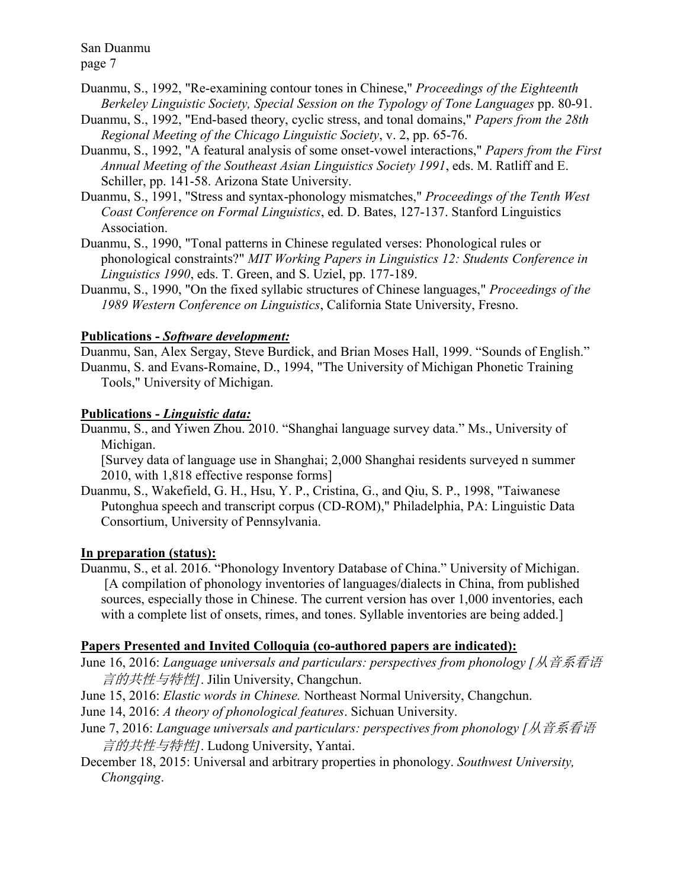Duanmu, S., 1992, "Re-examining contour tones in Chinese," *Proceedings of the Eighteenth Berkeley Linguistic Society, Special Session on the Typology of Tone Languages* pp. 80-91.

Duanmu, S., 1992, "End-based theory, cyclic stress, and tonal domains," *Papers from the 28th Regional Meeting of the Chicago Linguistic Society*, v. 2, pp. 65-76.

Duanmu, S., 1992, "A featural analysis of some onset-vowel interactions," *Papers from the First Annual Meeting of the Southeast Asian Linguistics Society 1991*, eds. M. Ratliff and E. Schiller, pp. 141-58. Arizona State University.

Duanmu, S., 1991, "Stress and syntax-phonology mismatches," *Proceedings of the Tenth West Coast Conference on Formal Linguistics*, ed. D. Bates, 127-137. Stanford Linguistics Association.

Duanmu, S., 1990, "Tonal patterns in Chinese regulated verses: Phonological rules or phonological constraints?" *MIT Working Papers in Linguistics 12: Students Conference in Linguistics 1990*, eds. T. Green, and S. Uziel, pp. 177-189.

Duanmu, S., 1990, "On the fixed syllabic structures of Chinese languages," *Proceedings of the 1989 Western Conference on Linguistics*, California State University, Fresno.

**Publications - *Software development:***

Duanmu, San, Alex Sergay, Steve Burdick, and Brian Moses Hall, 1999. "Sounds of English."

Duanmu, S. and Evans-Romaine, D., 1994, "The University of Michigan Phonetic Training Tools," University of Michigan.

**Publications - *Linguistic data:***

Duanmu, S., and Yiwen Zhou. 2010. "Shanghai language survey data." Ms., University of Michigan.
[Survey data of language use in Shanghai; 2,000 Shanghai residents surveyed n summer 2010, with 1,818 effective response forms]

Duanmu, S., Wakefield, G. H., Hsu, Y. P., Cristina, G., and Qiu, S. P., 1998, "Taiwanese Putonghua speech and transcript corpus (CD-ROM)," Philadelphia, PA: Linguistic Data Consortium, University of Pennsylvania.

**In preparation (status):**

Duanmu, S., et al. 2016. "Phonology Inventory Database of China." University of Michigan.
[A compilation of phonology inventories of languages/dialects in China, from published sources, especially those in Chinese. The current version has over 1,000 inventories, each with a complete list of onsets, rimes, and tones. Syllable inventories are being added.]

**Papers Presented and Invited Colloquia (co-authored papers are indicated):**

June 16, 2016: *Language universals and particulars: perspectives from phonology [从音系看语言的共性与特性]*. Jilin University, Changchun.

June 15, 2016: *Elastic words in Chinese.* Northeast Normal University, Changchun.

June 14, 2016: *A theory of phonological features*. Sichuan University.

June 7, 2016: *Language universals and particulars: perspectives from phonology [从音系看语言的共性与特性]*. Ludong University, Yantai.

December 18, 2015: Universal and arbitrary properties in phonology. *Southwest University, Chongqing*.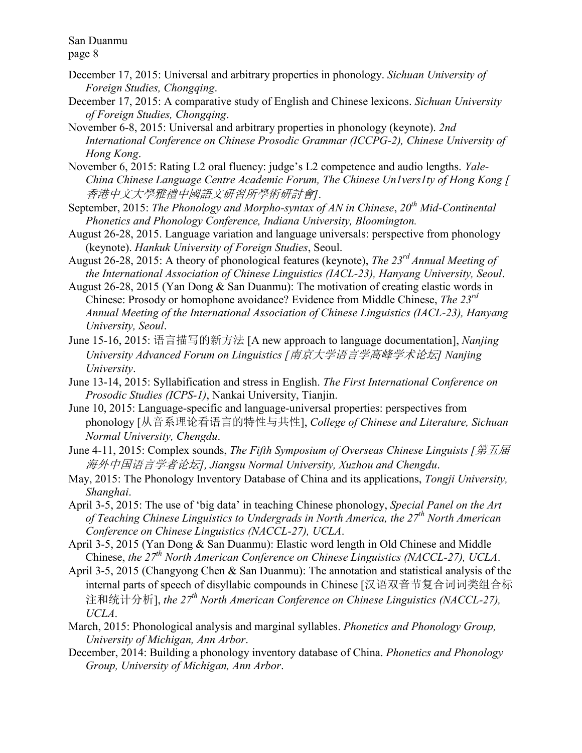December 17, 2015: Universal and arbitrary properties in phonology. *Sichuan University of Foreign Studies, Chongqing*.

December 17, 2015: A comparative study of English and Chinese lexicons. *Sichuan University of Foreign Studies, Chongqing*.

November 6-8, 2015: Universal and arbitrary properties in phonology (keynote). *2nd International Conference on Chinese Prosodic Grammar (ICCPG-2), Chinese University of Hong Kong*.

November 6, 2015: Rating L2 oral fluency: judge's L2 competence and audio lengths. *Yale-China Chinese Language Centre Academic Forum, The Chinese Un1vers1ty of Hong Kong [香港中文大學雅禮中國語文研習所學術研討會]*.

September, 2015: *The Phonology and Morpho-syntax of AN in Chinese*, *20th Mid-Continental Phonetics and Phonology Conference, Indiana University, Bloomington.*

August 26-28, 2015. Language variation and language universals: perspective from phonology (keynote). *Hankuk University of Foreign Studies*, Seoul.

August 26-28, 2015: A theory of phonological features (keynote), *The 23rd Annual Meeting of the International Association of Chinese Linguistics (IACL-23), Hanyang University, Seoul*.

August 26-28, 2015 (Yan Dong & San Duanmu): The motivation of creating elastic words in Chinese: Prosody or homophone avoidance? Evidence from Middle Chinese, *The 23rd Annual Meeting of the International Association of Chinese Linguistics (IACL-23), Hanyang University, Seoul*.

June 15-16, 2015: 语言描写的新方法 [A new approach to language documentation], *Nanjing University Advanced Forum on Linguistics [南京大学语言学高峰学术论坛] Nanjing University*.

June 13-14, 2015: Syllabification and stress in English. *The First International Conference on Prosodic Studies (ICPS-1)*, Nankai University, Tianjin.

June 10, 2015: Language-specific and language-universal properties: perspectives from phonology [从音系理论看语言的特性与共性], *College of Chinese and Literature, Sichuan Normal University, Chengdu*.

June 4-11, 2015: Complex sounds, *The Fifth Symposium of Overseas Chinese Linguists [第五届海外中国语言学者论坛], Jiangsu Normal University, Xuzhou and Chengdu*.

May, 2015: The Phonology Inventory Database of China and its applications, *Tongji University, Shanghai*.

April 3-5, 2015: The use of 'big data' in teaching Chinese phonology, *Special Panel on the Art of Teaching Chinese Linguistics to Undergrads in North America, the 27th North American Conference on Chinese Linguistics (NACCL-27), UCLA*.

April 3-5, 2015 (Yan Dong & San Duanmu): Elastic word length in Old Chinese and Middle Chinese, *the 27th North American Conference on Chinese Linguistics (NACCL-27), UCLA*.

April 3-5, 2015 (Changyong Chen & San Duanmu): The annotation and statistical analysis of the internal parts of speech of disyllabic compounds in Chinese [汉语双音节复合词词类组合标注和统计分析], *the 27th North American Conference on Chinese Linguistics (NACCL-27), UCLA*.

March, 2015: Phonological analysis and marginal syllables. *Phonetics and Phonology Group, University of Michigan, Ann Arbor*.

December, 2014: Building a phonology inventory database of China. *Phonetics and Phonology Group, University of Michigan, Ann Arbor*.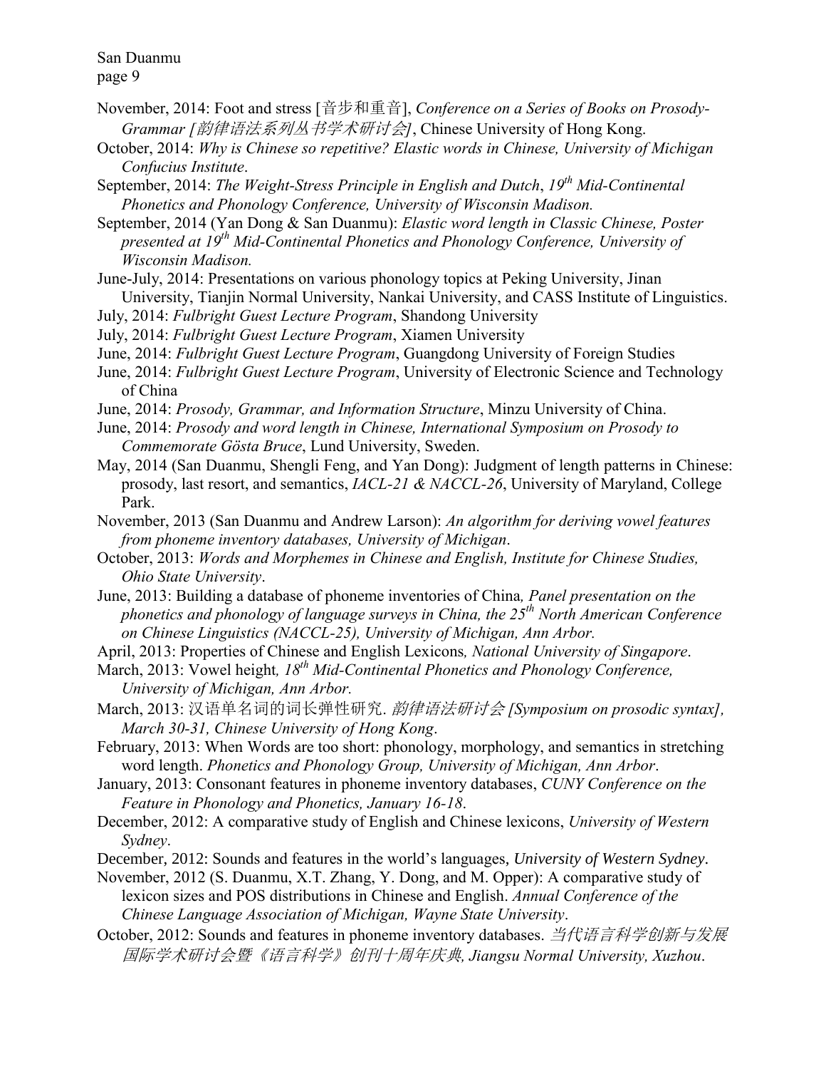November, 2014: Foot and stress [音步和重音], *Conference on a Series of Books on Prosody-Grammar [韵律语法系列丛书学术研讨会]*, Chinese University of Hong Kong.

October, 2014: *Why is Chinese so repetitive? Elastic words in Chinese, University of Michigan Confucius Institute*.

September, 2014: *The Weight-Stress Principle in English and Dutch*, *19th Mid-Continental Phonetics and Phonology Conference, University of Wisconsin Madison.*

September, 2014 (Yan Dong & San Duanmu): *Elastic word length in Classic Chinese, Poster presented at 19th Mid-Continental Phonetics and Phonology Conference, University of Wisconsin Madison.*

June-July, 2014: Presentations on various phonology topics at Peking University, Jinan University, Tianjin Normal University, Nankai University, and CASS Institute of Linguistics.

July, 2014: *Fulbright Guest Lecture Program*, Shandong University

July, 2014: *Fulbright Guest Lecture Program*, Xiamen University

June, 2014: *Fulbright Guest Lecture Program*, Guangdong University of Foreign Studies

June, 2014: *Fulbright Guest Lecture Program*, University of Electronic Science and Technology of China

June, 2014: *Prosody, Grammar, and Information Structure*, Minzu University of China.

June, 2014: *Prosody and word length in Chinese, International Symposium on Prosody to Commemorate Gösta Bruce*, Lund University, Sweden.

May, 2014 (San Duanmu, Shengli Feng, and Yan Dong): Judgment of length patterns in Chinese: prosody, last resort, and semantics, *IACL-21 & NACCL-26*, University of Maryland, College Park.

November, 2013 (San Duanmu and Andrew Larson): *An algorithm for deriving vowel features from phoneme inventory databases, University of Michigan*.

October, 2013: *Words and Morphemes in Chinese and English, Institute for Chinese Studies, Ohio State University*.

June, 2013: Building a database of phoneme inventories of China*, Panel presentation on the phonetics and phonology of language surveys in China, the 25th North American Conference on Chinese Linguistics (NACCL-25), University of Michigan, Ann Arbor.*

April, 2013: Properties of Chinese and English Lexicons*, National University of Singapore*.

March, 2013: Vowel height*, 18th Mid-Continental Phonetics and Phonology Conference, University of Michigan, Ann Arbor.*

March, 2013: 汉语单名词的词长弹性研究. *韵律语法研讨会 [Symposium on prosodic syntax], March 30-31, Chinese University of Hong Kong*.

February, 2013: When Words are too short: phonology, morphology, and semantics in stretching word length. *Phonetics and Phonology Group, University of Michigan, Ann Arbor*.

January, 2013: Consonant features in phoneme inventory databases, *CUNY Conference on the Feature in Phonology and Phonetics, January 16-18*.

December, 2012: A comparative study of English and Chinese lexicons, *University of Western Sydney*.

December, 2012: Sounds and features in the world's languages, *University of Western Sydney*.

November, 2012 (S. Duanmu, X.T. Zhang, Y. Dong, and M. Opper): A comparative study of lexicon sizes and POS distributions in Chinese and English. *Annual Conference of the Chinese Language Association of Michigan, Wayne State University*.

October, 2012: Sounds and features in phoneme inventory databases. *当代语言科学创新与发展国际学术研讨会暨《语言科学》创刊十周年庆典, Jiangsu Normal University, Xuzhou*.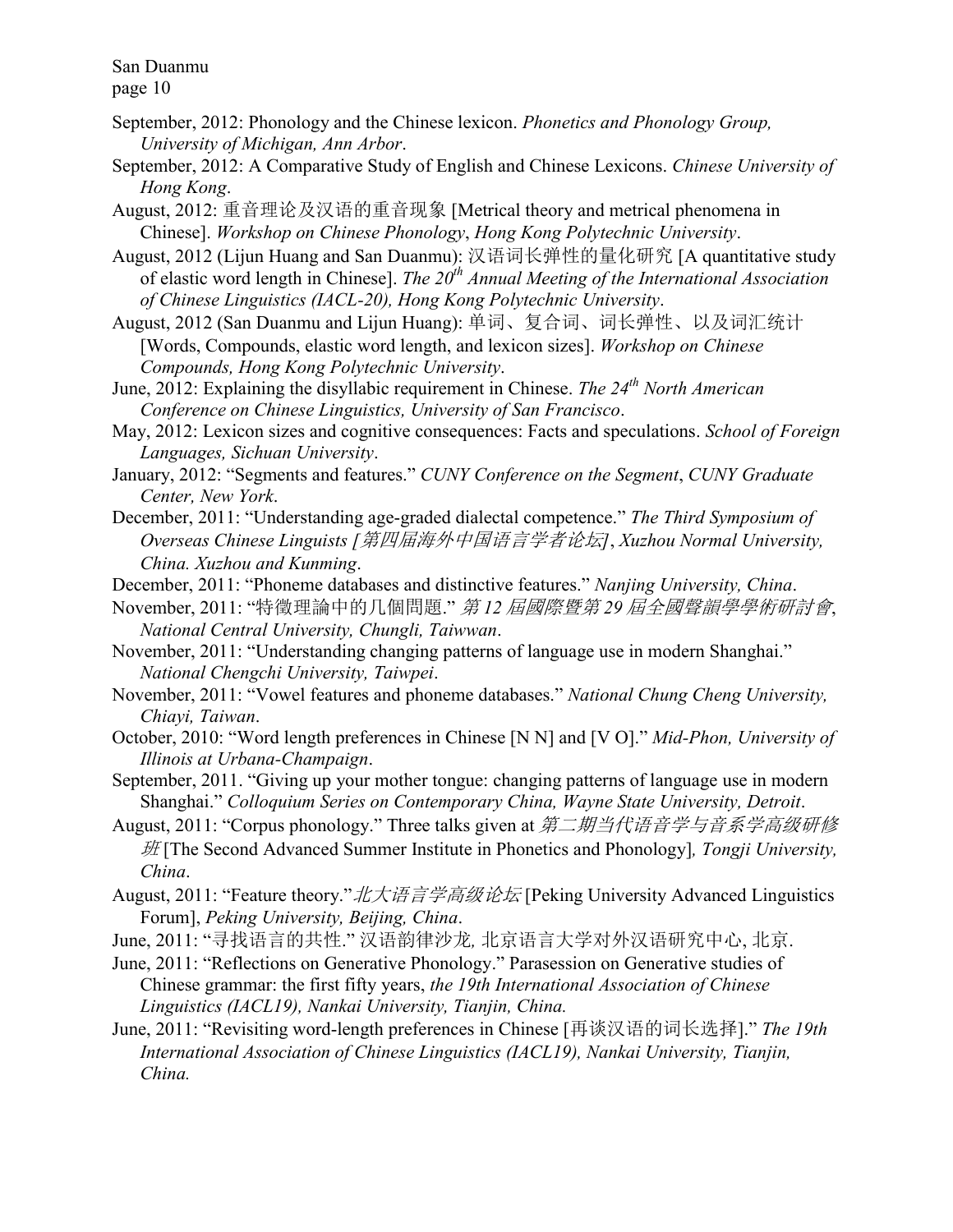September, 2012: Phonology and the Chinese lexicon. *Phonetics and Phonology Group, University of Michigan, Ann Arbor*.

September, 2012: A Comparative Study of English and Chinese Lexicons. *Chinese University of Hong Kong*.

August, 2012: 重音理论及汉语的重音现象 [Metrical theory and metrical phenomena in Chinese]. *Workshop on Chinese Phonology*, *Hong Kong Polytechnic University*.

August, 2012 (Lijun Huang and San Duanmu): 汉语词长弹性的量化研究 [A quantitative study of elastic word length in Chinese]. *The 20th Annual Meeting of the International Association of Chinese Linguistics (IACL-20), Hong Kong Polytechnic University*.

August, 2012 (San Duanmu and Lijun Huang): 单词、复合词、词长弹性、以及词汇统计 [Words, Compounds, elastic word length, and lexicon sizes]. *Workshop on Chinese Compounds, Hong Kong Polytechnic University*.

June, 2012: Explaining the disyllabic requirement in Chinese. *The 24th North American Conference on Chinese Linguistics, University of San Francisco*.

May, 2012: Lexicon sizes and cognitive consequences: Facts and speculations. *School of Foreign Languages, Sichuan University*.

January, 2012: "Segments and features." *CUNY Conference on the Segment*, *CUNY Graduate Center, New York*.

December, 2011: "Understanding age-graded dialectal competence." *The Third Symposium of Overseas Chinese Linguists [第四届海外中国语言学者论坛]*, *Xuzhou Normal University, China. Xuzhou and Kunming*.

December, 2011: "Phoneme databases and distinctive features." *Nanjing University, China*.

November, 2011: "特徵理論中的几個問題." *第 12 屆國際暨第 29 屆全國聲韻學學術研討會*, *National Central University, Chungli, Taiwwan*.

November, 2011: "Understanding changing patterns of language use in modern Shanghai." *National Chengchi University, Taiwpei*.

November, 2011: "Vowel features and phoneme databases." *National Chung Cheng University, Chiayi, Taiwan*.

October, 2010: "Word length preferences in Chinese [N N] and [V O]." *Mid-Phon, University of Illinois at Urbana-Champaign*.

September, 2011. "Giving up your mother tongue: changing patterns of language use in modern Shanghai." *Colloquium Series on Contemporary China, Wayne State University, Detroit*.

August, 2011: "Corpus phonology." Three talks given at *第二期当代语音学与音系学高级研修班* [The Second Advanced Summer Institute in Phonetics and Phonology], *Tongji University, China*.

August, 2011: "Feature theory." *北大语言学高级论坛* [Peking University Advanced Linguistics Forum], *Peking University, Beijing, China*.

June, 2011: "寻找语言的共性." 汉语韵律沙龙, 北京语言大学对外汉语研究中心, 北京.

June, 2011: "Reflections on Generative Phonology." Parasession on Generative studies of Chinese grammar: the first fifty years, *the 19th International Association of Chinese Linguistics (IACL19), Nankai University, Tianjin, China.*

June, 2011: "Revisiting word-length preferences in Chinese [再谈汉语的词长选择]." *The 19th International Association of Chinese Linguistics (IACL19), Nankai University, Tianjin, China.*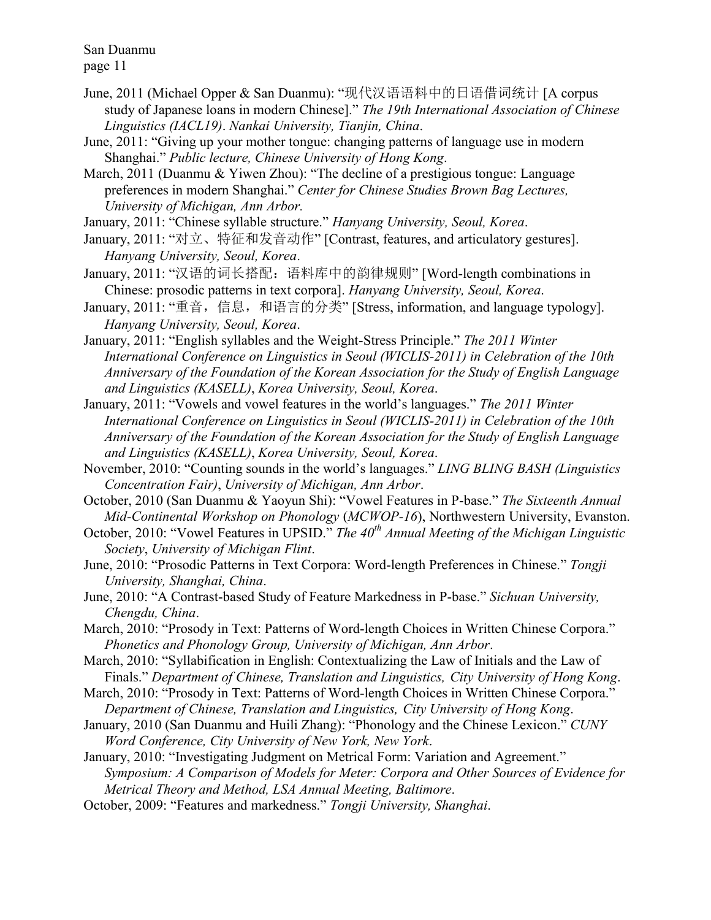June, 2011 (Michael Opper & San Duanmu): "现代汉语语料中的日语借词统计 [A corpus study of Japanese loans in modern Chinese]." *The 19th International Association of Chinese Linguistics (IACL19)*. *Nankai University, Tianjin, China*.

June, 2011: "Giving up your mother tongue: changing patterns of language use in modern Shanghai." *Public lecture, Chinese University of Hong Kong*.

March, 2011 (Duanmu & Yiwen Zhou): "The decline of a prestigious tongue: Language preferences in modern Shanghai." *Center for Chinese Studies Brown Bag Lectures, University of Michigan, Ann Arbor.*

January, 2011: "Chinese syllable structure." *Hanyang University, Seoul, Korea*.

January, 2011: "对立、特征和发音动作" [Contrast, features, and articulatory gestures]. *Hanyang University, Seoul, Korea*.

January, 2011: "汉语的词长搭配：语料库中的韵律规则" [Word-length combinations in Chinese: prosodic patterns in text corpora]. *Hanyang University, Seoul, Korea*.

January, 2011: "重音，信息，和语言的分类" [Stress, information, and language typology]. *Hanyang University, Seoul, Korea*.

January, 2011: "English syllables and the Weight-Stress Principle." *The 2011 Winter International Conference on Linguistics in Seoul (WICLIS-2011) in Celebration of the 10th Anniversary of the Foundation of the Korean Association for the Study of English Language and Linguistics (KASELL)*, *Korea University, Seoul, Korea*.

January, 2011: "Vowels and vowel features in the world's languages." *The 2011 Winter International Conference on Linguistics in Seoul (WICLIS-2011) in Celebration of the 10th Anniversary of the Foundation of the Korean Association for the Study of English Language and Linguistics (KASELL)*, *Korea University, Seoul, Korea*.

November, 2010: "Counting sounds in the world's languages." *LING BLING BASH (Linguistics Concentration Fair)*, *University of Michigan, Ann Arbor*.

October, 2010 (San Duanmu & Yaoyun Shi): "Vowel Features in P-base." *The Sixteenth Annual Mid-Continental Workshop on Phonology* (*MCWOP-16*), Northwestern University, Evanston.

October, 2010: "Vowel Features in UPSID." *The 40th Annual Meeting of the Michigan Linguistic Society*, *University of Michigan Flint*.

June, 2010: "Prosodic Patterns in Text Corpora: Word-length Preferences in Chinese." *Tongji University, Shanghai, China*.

June, 2010: "A Contrast-based Study of Feature Markedness in P-base." *Sichuan University, Chengdu, China*.

March, 2010: "Prosody in Text: Patterns of Word-length Choices in Written Chinese Corpora." *Phonetics and Phonology Group, University of Michigan, Ann Arbor*.

March, 2010: "Syllabification in English: Contextualizing the Law of Initials and the Law of Finals." *Department of Chinese, Translation and Linguistics, City University of Hong Kong*.

March, 2010: "Prosody in Text: Patterns of Word-length Choices in Written Chinese Corpora." *Department of Chinese, Translation and Linguistics, City University of Hong Kong*.

January, 2010 (San Duanmu and Huili Zhang): "Phonology and the Chinese Lexicon." *CUNY Word Conference, City University of New York, New York*.

January, 2010: "Investigating Judgment on Metrical Form: Variation and Agreement." *Symposium: A Comparison of Models for Meter: Corpora and Other Sources of Evidence for Metrical Theory and Method, LSA Annual Meeting, Baltimore*.

October, 2009: "Features and markedness." *Tongji University, Shanghai*.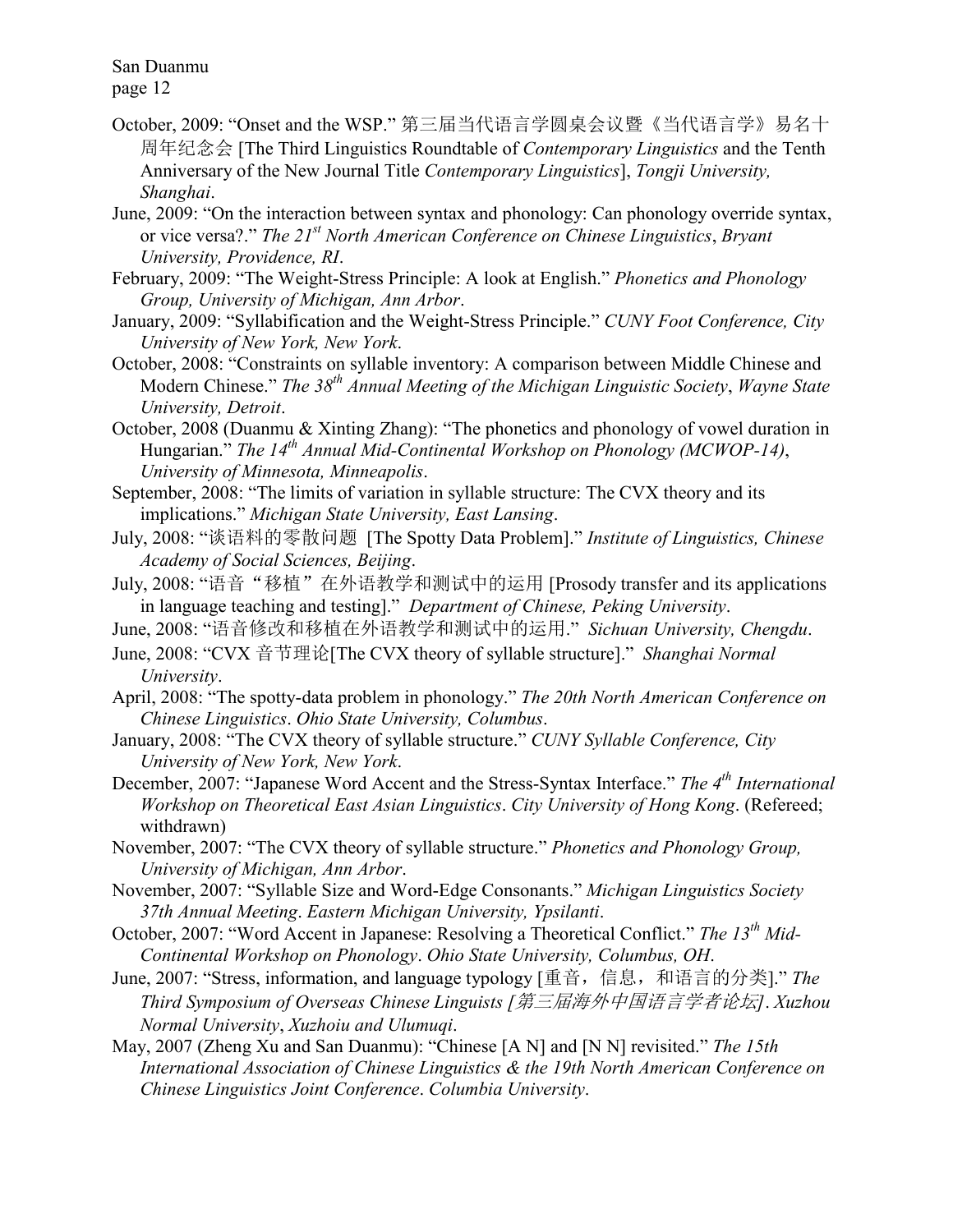October, 2009: "Onset and the WSP." 第三届当代语言学圆桌会议暨《当代语言学》易名十周年纪念会 [The Third Linguistics Roundtable of *Contemporary Linguistics* and the Tenth Anniversary of the New Journal Title *Contemporary Linguistics*], *Tongji University, Shanghai*.

June, 2009: "On the interaction between syntax and phonology: Can phonology override syntax, or vice versa?." *The 21st North American Conference on Chinese Linguistics*, *Bryant University, Providence, RI*.

February, 2009: "The Weight-Stress Principle: A look at English." *Phonetics and Phonology Group, University of Michigan, Ann Arbor*.

January, 2009: "Syllabification and the Weight-Stress Principle." *CUNY Foot Conference, City University of New York, New York*.

October, 2008: "Constraints on syllable inventory: A comparison between Middle Chinese and Modern Chinese." *The 38th Annual Meeting of the Michigan Linguistic Society*, *Wayne State University, Detroit*.

October, 2008 (Duanmu & Xinting Zhang): "The phonetics and phonology of vowel duration in Hungarian." *The 14th Annual Mid-Continental Workshop on Phonology (MCWOP-14)*, *University of Minnesota, Minneapolis*.

September, 2008: "The limits of variation in syllable structure: The CVX theory and its implications." *Michigan State University, East Lansing*.

July, 2008: "谈语料的零散问题 [The Spotty Data Problem]." *Institute of Linguistics, Chinese Academy of Social Sciences, Beijing*.

July, 2008: "语音"移植"在外语教学和测试中的运用 [Prosody transfer and its applications in language teaching and testing]." *Department of Chinese, Peking University*.

June, 2008: "语音修改和移植在外语教学和测试中的运用." *Sichuan University, Chengdu*.

June, 2008: "CVX 音节理论[The CVX theory of syllable structure]." *Shanghai Normal University*.

April, 2008: "The spotty-data problem in phonology." *The 20th North American Conference on Chinese Linguistics*. *Ohio State University, Columbus*.

January, 2008: "The CVX theory of syllable structure." *CUNY Syllable Conference, City University of New York, New York*.

December, 2007: "Japanese Word Accent and the Stress-Syntax Interface." *The 4th International Workshop on Theoretical East Asian Linguistics*. *City University of Hong Kong*. (Refereed; withdrawn)

November, 2007: "The CVX theory of syllable structure." *Phonetics and Phonology Group, University of Michigan, Ann Arbor*.

November, 2007: "Syllable Size and Word-Edge Consonants." *Michigan Linguistics Society 37th Annual Meeting*. *Eastern Michigan University, Ypsilanti*.

October, 2007: "Word Accent in Japanese: Resolving a Theoretical Conflict." *The 13th Mid-Continental Workshop on Phonology*. *Ohio State University, Columbus, OH*.

June, 2007: "Stress, information, and language typology [重音，信息，和语言的分类]." *The Third Symposium of Overseas Chinese Linguists [第三届海外中国语言学者论坛]*. *Xuzhou Normal University*, *Xuzhoiu and Ulumuqi*.

May, 2007 (Zheng Xu and San Duanmu): "Chinese [A N] and [N N] revisited." *The 15th International Association of Chinese Linguistics & the 19th North American Conference on Chinese Linguistics Joint Conference*. *Columbia University*.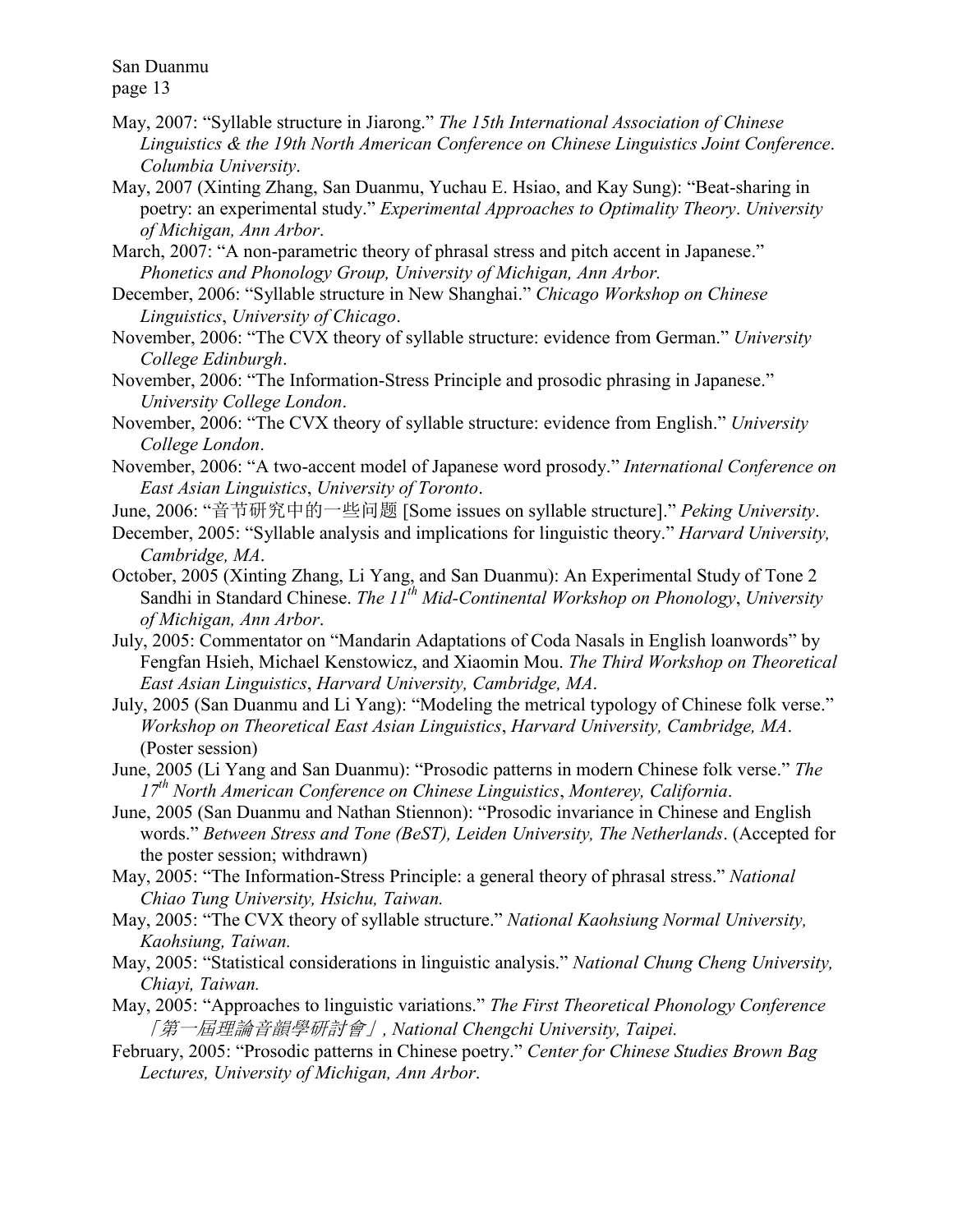May, 2007: "Syllable structure in Jiarong." *The 15th International Association of Chinese Linguistics & the 19th North American Conference on Chinese Linguistics Joint Conference*. *Columbia University*.

May, 2007 (Xinting Zhang, San Duanmu, Yuchau E. Hsiao, and Kay Sung): "Beat-sharing in poetry: an experimental study." *Experimental Approaches to Optimality Theory*. *University of Michigan, Ann Arbor*.

March, 2007: "A non-parametric theory of phrasal stress and pitch accent in Japanese." *Phonetics and Phonology Group, University of Michigan, Ann Arbor.*

December, 2006: "Syllable structure in New Shanghai." *Chicago Workshop on Chinese Linguistics*, *University of Chicago*.

November, 2006: "The CVX theory of syllable structure: evidence from German." *University College Edinburgh*.

November, 2006: "The Information-Stress Principle and prosodic phrasing in Japanese." *University College London*.

November, 2006: "The CVX theory of syllable structure: evidence from English." *University College London*.

November, 2006: "A two-accent model of Japanese word prosody." *International Conference on East Asian Linguistics*, *University of Toronto*.

June, 2006: "音节研究中的一些问题 [Some issues on syllable structure]." *Peking University*.

December, 2005: "Syllable analysis and implications for linguistic theory." *Harvard University, Cambridge, MA*.

October, 2005 (Xinting Zhang, Li Yang, and San Duanmu): An Experimental Study of Tone 2 Sandhi in Standard Chinese. *The 11th Mid-Continental Workshop on Phonology*, *University of Michigan, Ann Arbor*.

July, 2005: Commentator on "Mandarin Adaptations of Coda Nasals in English loanwords" by Fengfan Hsieh, Michael Kenstowicz, and Xiaomin Mou. *The Third Workshop on Theoretical East Asian Linguistics*, *Harvard University, Cambridge, MA*.

July, 2005 (San Duanmu and Li Yang): "Modeling the metrical typology of Chinese folk verse." *Workshop on Theoretical East Asian Linguistics*, *Harvard University, Cambridge, MA*. (Poster session)

June, 2005 (Li Yang and San Duanmu): "Prosodic patterns in modern Chinese folk verse." *The 17th North American Conference on Chinese Linguistics*, *Monterey, California*.

June, 2005 (San Duanmu and Nathan Stiennon): "Prosodic invariance in Chinese and English words." *Between Stress and Tone (BeST), Leiden University, The Netherlands*. (Accepted for the poster session; withdrawn)

May, 2005: "The Information-Stress Principle: a general theory of phrasal stress." *National Chiao Tung University, Hsichu, Taiwan.*

May, 2005: "The CVX theory of syllable structure." *National Kaohsiung Normal University, Kaohsiung, Taiwan.*

May, 2005: "Statistical considerations in linguistic analysis." *National Chung Cheng University, Chiayi, Taiwan.*

May, 2005: "Approaches to linguistic variations." *The First Theoretical Phonology Conference 「第一屆理論音韻學研討會」, National Chengchi University, Taipei.*

February, 2005: "Prosodic patterns in Chinese poetry." *Center for Chinese Studies Brown Bag Lectures, University of Michigan, Ann Arbor*.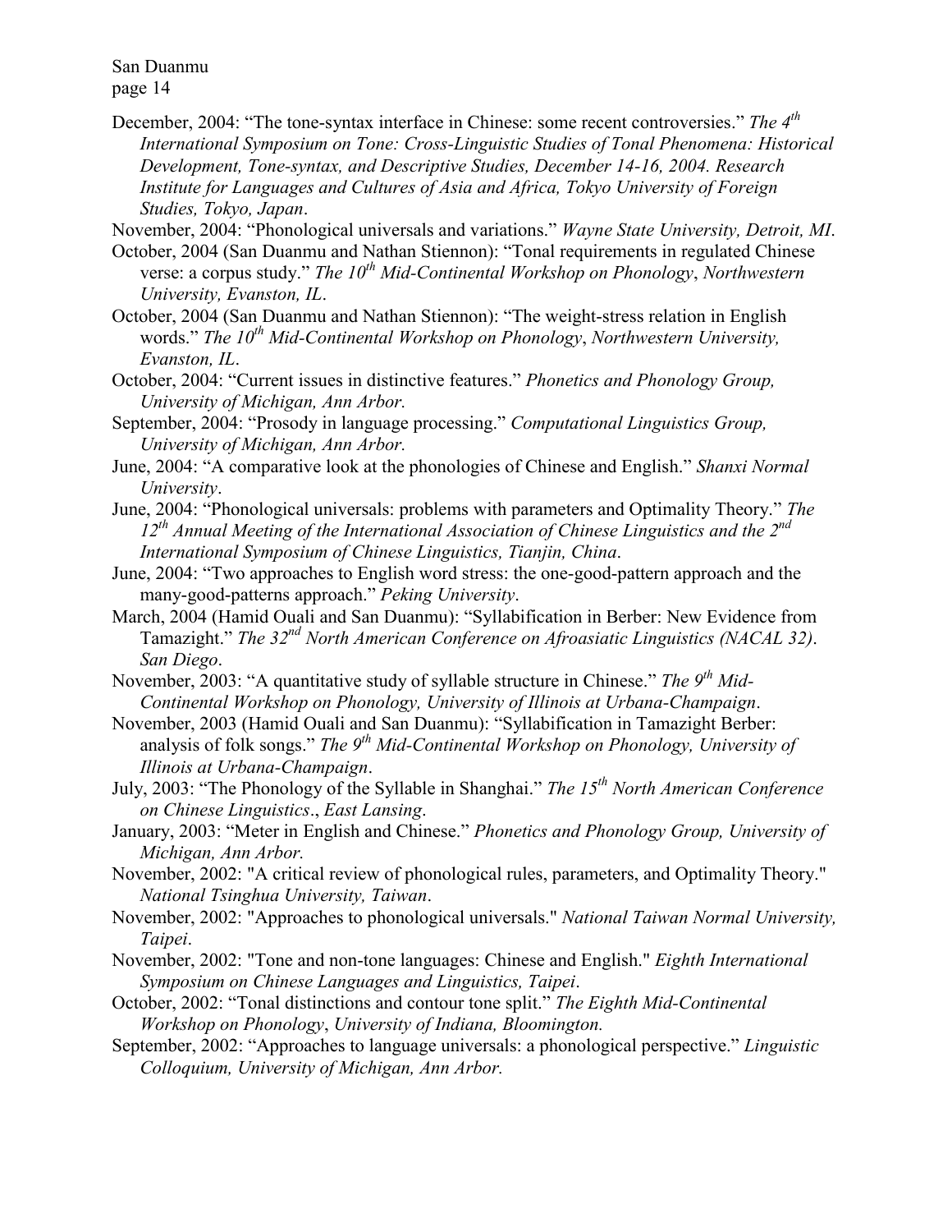December, 2004: “The tone-syntax interface in Chinese: some recent controversies.” *The 4th International Symposium on Tone: Cross-Linguistic Studies of Tonal Phenomena: Historical Development, Tone-syntax, and Descriptive Studies, December 14-16, 2004. Research Institute for Languages and Cultures of Asia and Africa, Tokyo University of Foreign Studies, Tokyo, Japan*.

November, 2004: “Phonological universals and variations.” *Wayne State University, Detroit, MI*.

October, 2004 (San Duanmu and Nathan Stiennon): “Tonal requirements in regulated Chinese verse: a corpus study.” *The 10th Mid-Continental Workshop on Phonology*, *Northwestern University, Evanston, IL*.

October, 2004 (San Duanmu and Nathan Stiennon): “The weight-stress relation in English words.” *The 10th Mid-Continental Workshop on Phonology*, *Northwestern University, Evanston, IL*.

October, 2004: “Current issues in distinctive features.” *Phonetics and Phonology Group, University of Michigan, Ann Arbor.*

September, 2004: “Prosody in language processing.” *Computational Linguistics Group, University of Michigan, Ann Arbor.*

June, 2004: “A comparative look at the phonologies of Chinese and English.” *Shanxi Normal University*.

June, 2004: “Phonological universals: problems with parameters and Optimality Theory.” *The 12th Annual Meeting of the International Association of Chinese Linguistics and the 2nd International Symposium of Chinese Linguistics, Tianjin, China*.

June, 2004: “Two approaches to English word stress: the one-good-pattern approach and the many-good-patterns approach.” *Peking University*.

March, 2004 (Hamid Ouali and San Duanmu): “Syllabification in Berber: New Evidence from Tamazight.” *The 32nd North American Conference on Afroasiatic Linguistics (NACAL 32)*. *San Diego*.

November, 2003: “A quantitative study of syllable structure in Chinese.” *The 9th Mid-Continental Workshop on Phonology, University of Illinois at Urbana-Champaign*.

November, 2003 (Hamid Ouali and San Duanmu): “Syllabification in Tamazight Berber: analysis of folk songs.” *The 9th Mid-Continental Workshop on Phonology, University of Illinois at Urbana-Champaign*.

July, 2003: “The Phonology of the Syllable in Shanghai.” *The 15th North American Conference on Chinese Linguistics*., *East Lansing*.

January, 2003: “Meter in English and Chinese.” *Phonetics and Phonology Group, University of Michigan, Ann Arbor.*

November, 2002: "A critical review of phonological rules, parameters, and Optimality Theory." *National Tsinghua University, Taiwan*.

November, 2002: "Approaches to phonological universals." *National Taiwan Normal University, Taipei*.

November, 2002: "Tone and non-tone languages: Chinese and English." *Eighth International Symposium on Chinese Languages and Linguistics, Taipei*.

October, 2002: “Tonal distinctions and contour tone split.” *The Eighth Mid-Continental Workshop on Phonology*, *University of Indiana, Bloomington.*

September, 2002: “Approaches to language universals: a phonological perspective.” *Linguistic Colloquium, University of Michigan, Ann Arbor.*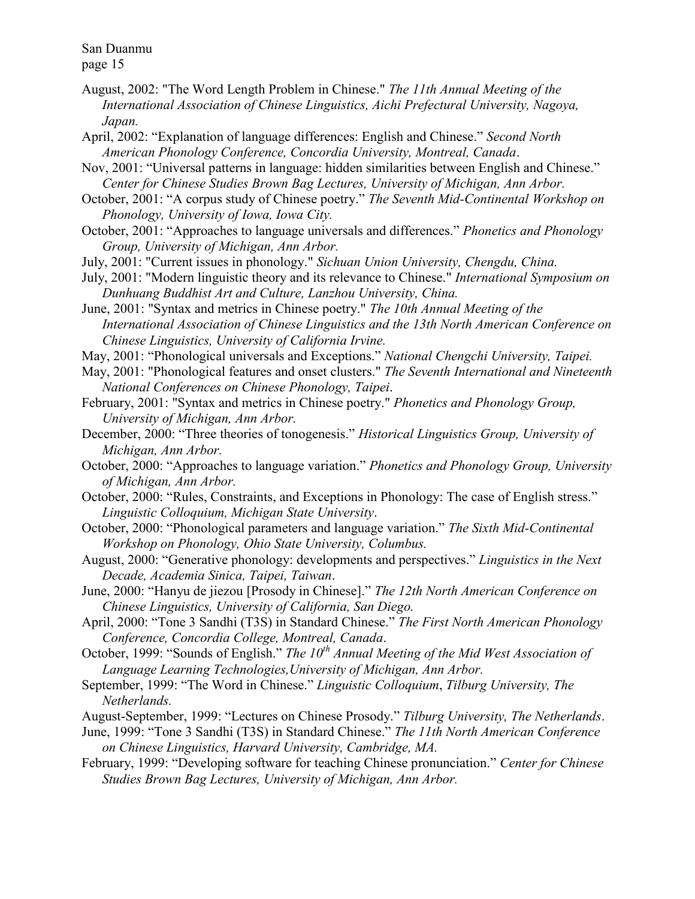August, 2002: "The Word Length Problem in Chinese." *The 11th Annual Meeting of the International Association of Chinese Linguistics, Aichi Prefectural University, Nagoya, Japan.*

April, 2002: "Explanation of language differences: English and Chinese." *Second North American Phonology Conference, Concordia University, Montreal, Canada*.

Nov, 2001: "Universal patterns in language: hidden similarities between English and Chinese." *Center for Chinese Studies Brown Bag Lectures, University of Michigan, Ann Arbor.*

October, 2001: "A corpus study of Chinese poetry." *The Seventh Mid-Continental Workshop on Phonology, University of Iowa, Iowa City.*

October, 2001: "Approaches to language universals and differences." *Phonetics and Phonology Group, University of Michigan, Ann Arbor.*

July, 2001: "Current issues in phonology." *Sichuan Union University, Chengdu, China.*

July, 2001: "Modern linguistic theory and its relevance to Chinese." *International Symposium on Dunhuang Buddhist Art and Culture, Lanzhou University, China.*

June, 2001: "Syntax and metrics in Chinese poetry." *The 10th Annual Meeting of the International Association of Chinese Linguistics and the 13th North American Conference on Chinese Linguistics, University of California Irvine.*

May, 2001: "Phonological universals and Exceptions." *National Chengchi University, Taipei.*

May, 2001: "Phonological features and onset clusters." *The Seventh International and Nineteenth National Conferences on Chinese Phonology, Taipei*.

February, 2001: "Syntax and metrics in Chinese poetry." *Phonetics and Phonology Group, University of Michigan, Ann Arbor.*

December, 2000: "Three theories of tonogenesis." *Historical Linguistics Group, University of Michigan, Ann Arbor.*

October, 2000: "Approaches to language variation." *Phonetics and Phonology Group, University of Michigan, Ann Arbor.*

October, 2000: "Rules, Constraints, and Exceptions in Phonology: The case of English stress." *Linguistic Colloquium, Michigan State University*.

October, 2000: "Phonological parameters and language variation." *The Sixth Mid-Continental Workshop on Phonology, Ohio State University, Columbus.*

August, 2000: "Generative phonology: developments and perspectives." *Linguistics in the Next Decade, Academia Sinica, Taipei, Taiwan*.

June, 2000: "Hanyu de jiezou [Prosody in Chinese]." *The 12th North American Conference on Chinese Linguistics, University of California, San Diego.*

April, 2000: "Tone 3 Sandhi (T3S) in Standard Chinese." *The First North American Phonology Conference, Concordia College, Montreal, Canada*.

October, 1999: "Sounds of English." *The 10th Annual Meeting of the Mid West Association of Language Learning Technologies, University of Michigan, Ann Arbor.*

September, 1999: "The Word in Chinese." *Linguistic Colloquium*, *Tilburg University, The Netherlands.*

August-September, 1999: "Lectures on Chinese Prosody." *Tilburg University, The Netherlands*.

June, 1999: "Tone 3 Sandhi (T3S) in Standard Chinese." *The 11th North American Conference on Chinese Linguistics, Harvard University, Cambridge, MA.*

February, 1999: "Developing software for teaching Chinese pronunciation." *Center for Chinese Studies Brown Bag Lectures, University of Michigan, Ann Arbor.*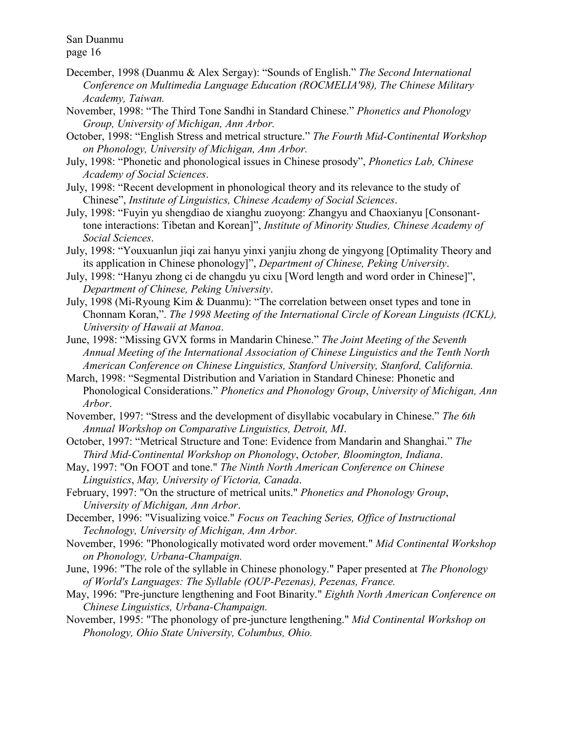December, 1998 (Duanmu & Alex Sergay): "Sounds of English." *The Second International Conference on Multimedia Language Education (ROCMELIA'98), The Chinese Military Academy, Taiwan.*

November, 1998: "The Third Tone Sandhi in Standard Chinese." *Phonetics and Phonology Group, University of Michigan, Ann Arbor.*

October, 1998: "English Stress and metrical structure." *The Fourth Mid-Continental Workshop on Phonology, University of Michigan, Ann Arbor.*

July, 1998: "Phonetic and phonological issues in Chinese prosody", *Phonetics Lab, Chinese Academy of Social Sciences*.

July, 1998: "Recent development in phonological theory and its relevance to the study of Chinese", *Institute of Linguistics, Chinese Academy of Social Sciences*.

July, 1998: "Fuyin yu shengdiao de xianghu zuoyong: Zhangyu and Chaoxianyu [Consonant-tone interactions: Tibetan and Korean]", *Institute of Minority Studies, Chinese Academy of Social Sciences*.

July, 1998: "Youxuanlun jiqi zai hanyu yinxi yanjiu zhong de yingyong [Optimality Theory and its application in Chinese phonology]", *Department of Chinese, Peking University*.

July, 1998: "Hanyu zhong ci de changdu yu cixu [Word length and word order in Chinese]", *Department of Chinese, Peking University*.

July, 1998 (Mi-Ryoung Kim & Duanmu): "The correlation between onset types and tone in Chonnam Koran,". *The 1998 Meeting of the International Circle of Korean Linguists (ICKL), University of Hawaii at Manoa*.

June, 1998: "Missing GVX forms in Mandarin Chinese." *The Joint Meeting of the Seventh Annual Meeting of the International Association of Chinese Linguistics and the Tenth North American Conference on Chinese Linguistics, Stanford University, Stanford, California.*

March, 1998: "Segmental Distribution and Variation in Standard Chinese: Phonetic and Phonological Considerations." *Phonetics and Phonology Group*, *University of Michigan, Ann Arbor*.

November, 1997: "Stress and the development of disyllabic vocabulary in Chinese." *The 6th Annual Workshop on Comparative Linguistics, Detroit, MI*.

October, 1997: "Metrical Structure and Tone: Evidence from Mandarin and Shanghai." *The Third Mid-Continental Workshop on Phonology*, *October, Bloomington, Indiana*.

May, 1997: "On FOOT and tone." *The Ninth North American Conference on Chinese Linguistics*, *May, University of Victoria, Canada*.

February, 1997: "On the structure of metrical units." *Phonetics and Phonology Group*, *University of Michigan, Ann Arbor*.

December, 1996: "Visualizing voice." *Focus on Teaching Series, Office of Instructional Technology, University of Michigan, Ann Arbor.*

November, 1996: "Phonologically motivated word order movement." *Mid Continental Workshop on Phonology, Urbana-Champaign.*

June, 1996: "The role of the syllable in Chinese phonology." Paper presented at *The Phonology of World's Languages: The Syllable (OUP-Pezenas), Pezenas, France.*

May, 1996: "Pre-juncture lengthening and Foot Binarity." *Eighth North American Conference on Chinese Linguistics, Urbana-Champaign.*

November, 1995: "The phonology of pre-juncture lengthening." *Mid Continental Workshop on Phonology, Ohio State University, Columbus, Ohio.*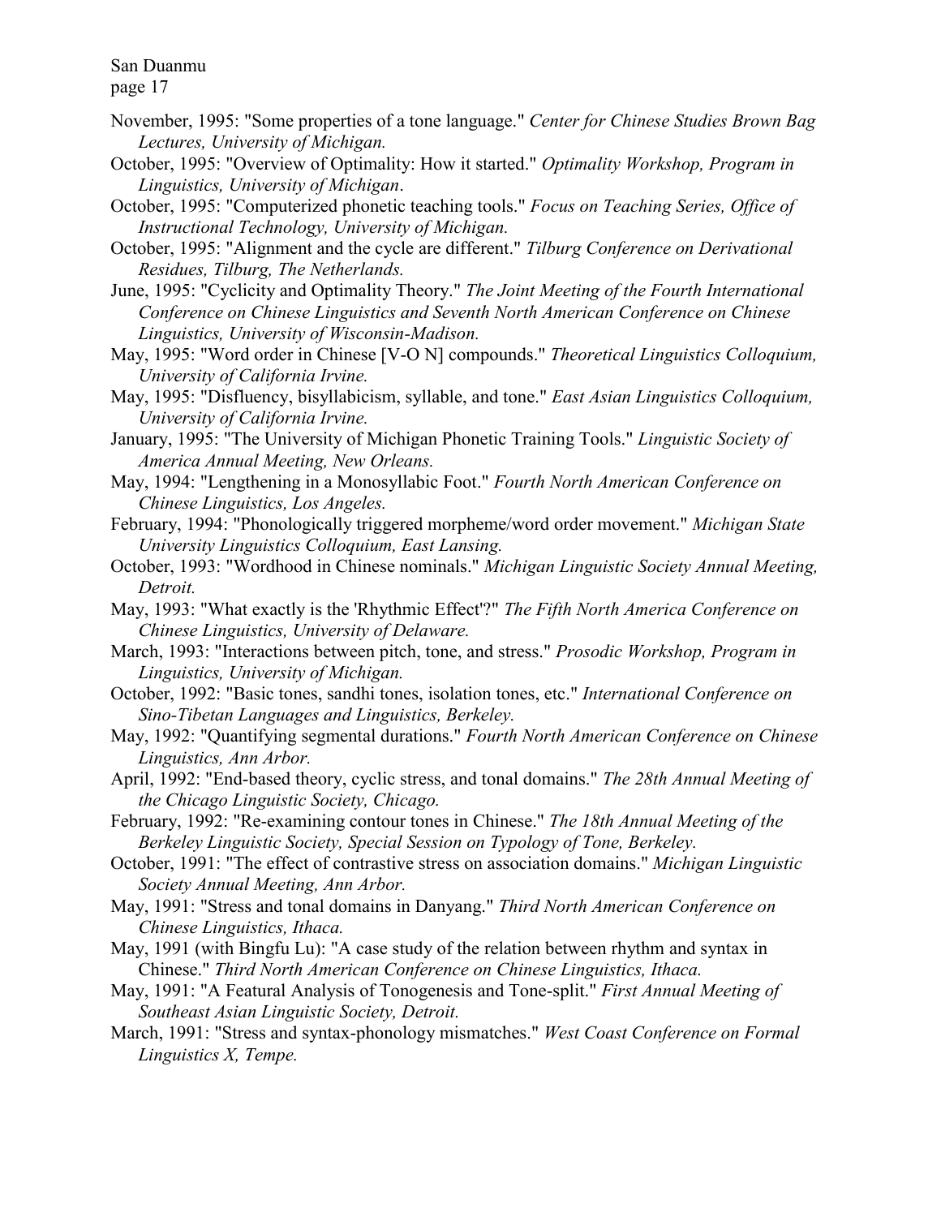November, 1995: "Some properties of a tone language." *Center for Chinese Studies Brown Bag Lectures, University of Michigan.*

October, 1995: "Overview of Optimality: How it started." *Optimality Workshop, Program in Linguistics, University of Michigan*.

October, 1995: "Computerized phonetic teaching tools." *Focus on Teaching Series, Office of Instructional Technology, University of Michigan.*

October, 1995: "Alignment and the cycle are different." *Tilburg Conference on Derivational Residues, Tilburg, The Netherlands.*

June, 1995: "Cyclicity and Optimality Theory." *The Joint Meeting of the Fourth International Conference on Chinese Linguistics and Seventh North American Conference on Chinese Linguistics, University of Wisconsin-Madison.*

May, 1995: "Word order in Chinese [V-O N] compounds." *Theoretical Linguistics Colloquium, University of California Irvine.*

May, 1995: "Disfluency, bisyllabicism, syllable, and tone." *East Asian Linguistics Colloquium, University of California Irvine.*

January, 1995: "The University of Michigan Phonetic Training Tools." *Linguistic Society of America Annual Meeting, New Orleans.*

May, 1994: "Lengthening in a Monosyllabic Foot." *Fourth North American Conference on Chinese Linguistics, Los Angeles.*

February, 1994: "Phonologically triggered morpheme/word order movement." *Michigan State University Linguistics Colloquium, East Lansing.*

October, 1993: "Wordhood in Chinese nominals." *Michigan Linguistic Society Annual Meeting, Detroit.*

May, 1993: "What exactly is the 'Rhythmic Effect'?" *The Fifth North America Conference on Chinese Linguistics, University of Delaware.*

March, 1993: "Interactions between pitch, tone, and stress." *Prosodic Workshop, Program in Linguistics, University of Michigan.*

October, 1992: "Basic tones, sandhi tones, isolation tones, etc." *International Conference on Sino-Tibetan Languages and Linguistics, Berkeley.*

May, 1992: "Quantifying segmental durations." *Fourth North American Conference on Chinese Linguistics, Ann Arbor.*

April, 1992: "End-based theory, cyclic stress, and tonal domains." *The 28th Annual Meeting of the Chicago Linguistic Society, Chicago.*

February, 1992: "Re-examining contour tones in Chinese." *The 18th Annual Meeting of the Berkeley Linguistic Society, Special Session on Typology of Tone, Berkeley.*

October, 1991: "The effect of contrastive stress on association domains." *Michigan Linguistic Society Annual Meeting, Ann Arbor.*

May, 1991: "Stress and tonal domains in Danyang." *Third North American Conference on Chinese Linguistics, Ithaca.*

May, 1991 (with Bingfu Lu): "A case study of the relation between rhythm and syntax in Chinese." *Third North American Conference on Chinese Linguistics, Ithaca.*

May, 1991: "A Featural Analysis of Tonogenesis and Tone-split." *First Annual Meeting of Southeast Asian Linguistic Society, Detroit.*

March, 1991: "Stress and syntax-phonology mismatches." *West Coast Conference on Formal Linguistics X, Tempe.*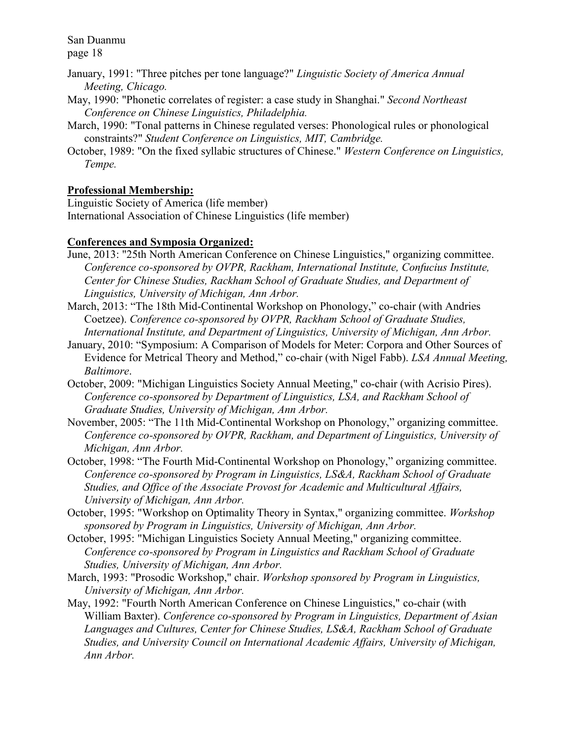January, 1991: "Three pitches per tone language?" *Linguistic Society of America Annual Meeting, Chicago.*

May, 1990: "Phonetic correlates of register: a case study in Shanghai." *Second Northeast Conference on Chinese Linguistics, Philadelphia.*

March, 1990: "Tonal patterns in Chinese regulated verses: Phonological rules or phonological constraints?" *Student Conference on Linguistics, MIT, Cambridge.*

October, 1989: "On the fixed syllabic structures of Chinese." *Western Conference on Linguistics, Tempe.*

**Professional Membership:**

Linguistic Society of America (life member)
International Association of Chinese Linguistics (life member)

**Conferences and Symposia Organized:**

June, 2013: "25th North American Conference on Chinese Linguistics," organizing committee. *Conference co-sponsored by OVPR, Rackham, International Institute, Confucius Institute, Center for Chinese Studies, Rackham School of Graduate Studies, and Department of Linguistics, University of Michigan, Ann Arbor.*

March, 2013: "The 18th Mid-Continental Workshop on Phonology," co-chair (with Andries Coetzee). *Conference co-sponsored by OVPR, Rackham School of Graduate Studies, International Institute, and Department of Linguistics, University of Michigan, Ann Arbor.*

January, 2010: "Symposium: A Comparison of Models for Meter: Corpora and Other Sources of Evidence for Metrical Theory and Method," co-chair (with Nigel Fabb). *LSA Annual Meeting, Baltimore*.

October, 2009: "Michigan Linguistics Society Annual Meeting," co-chair (with Acrisio Pires). *Conference co-sponsored by Department of Linguistics, LSA, and Rackham School of Graduate Studies, University of Michigan, Ann Arbor.*

November, 2005: "The 11th Mid-Continental Workshop on Phonology," organizing committee. *Conference co-sponsored by OVPR, Rackham, and Department of Linguistics, University of Michigan, Ann Arbor.*

October, 1998: "The Fourth Mid-Continental Workshop on Phonology," organizing committee. *Conference co-sponsored by Program in Linguistics, LS&A, Rackham School of Graduate Studies, and Office of the Associate Provost for Academic and Multicultural Affairs, University of Michigan, Ann Arbor.*

October, 1995: "Workshop on Optimality Theory in Syntax," organizing committee. *Workshop sponsored by Program in Linguistics, University of Michigan, Ann Arbor.*

October, 1995: "Michigan Linguistics Society Annual Meeting," organizing committee. *Conference co-sponsored by Program in Linguistics and Rackham School of Graduate Studies, University of Michigan, Ann Arbor.*

March, 1993: "Prosodic Workshop," chair. *Workshop sponsored by Program in Linguistics, University of Michigan, Ann Arbor.*

May, 1992: "Fourth North American Conference on Chinese Linguistics," co-chair (with William Baxter). *Conference co-sponsored by Program in Linguistics, Department of Asian Languages and Cultures, Center for Chinese Studies, LS&A, Rackham School of Graduate Studies, and University Council on International Academic Affairs, University of Michigan, Ann Arbor.*